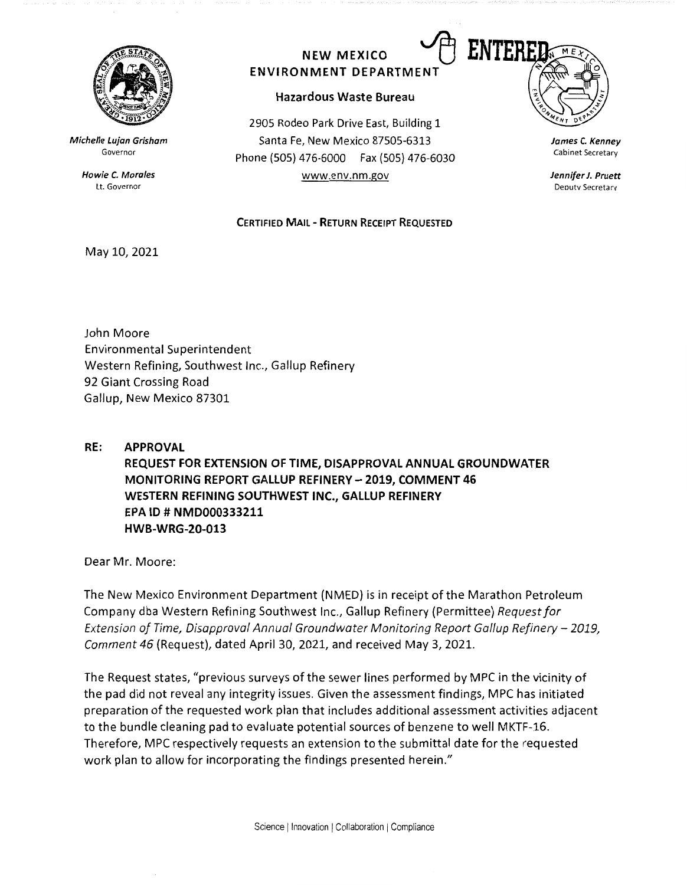**NEW MEXICO ENVIRONMENT DEPARTMENT**

**ENTERED**

**Hazardous Waste Bureau**

2905 Rodeo Park Drive East, Building 1
Santa Fe, New Mexico 87505-6313
Phone (505) 476-6000 Fax (505) 476-6030
www.env.nm.gov

*Michelle Lujan Grisham*
Governor

*Howie C. Morales*
Lt. Governor

*James C. Kenney*
Cabinet Secretary

*Jennifer J. Pruett*
Deputy Secretary

**CERTIFIED MAIL - RETURN RECEIPT REQUESTED**

May 10, 2021

John Moore
Environmental Superintendent
Western Refining, Southwest Inc., Gallup Refinery
92 Giant Crossing Road
Gallup, New Mexico 87301

**RE: APPROVAL**
**REQUEST FOR EXTENSION OF TIME, DISAPPROVAL ANNUAL GROUNDWATER MONITORING REPORT GALLUP REFINERY – 2019, COMMENT 46**
**WESTERN REFINING SOUTHWEST INC., GALLUP REFINERY**
**EPA ID # NMD000333211**
**HWB-WRG-20-013**

Dear Mr. Moore:

The New Mexico Environment Department (NMED) is in receipt of the Marathon Petroleum Company dba Western Refining Southwest Inc., Gallup Refinery (Permittee) *Request for Extension of Time, Disapproval Annual Groundwater Monitoring Report Gallup Refinery – 2019, Comment 46* (Request), dated April 30, 2021, and received May 3, 2021.

The Request states, "previous surveys of the sewer lines performed by MPC in the vicinity of the pad did not reveal any integrity issues. Given the assessment findings, MPC has initiated preparation of the requested work plan that includes additional assessment activities adjacent to the bundle cleaning pad to evaluate potential sources of benzene to well MKTF-16. Therefore, MPC respectively requests an extension to the submittal date for the requested work plan to allow for incorporating the findings presented herein."

Science | Innovation | Collaboration | Compliance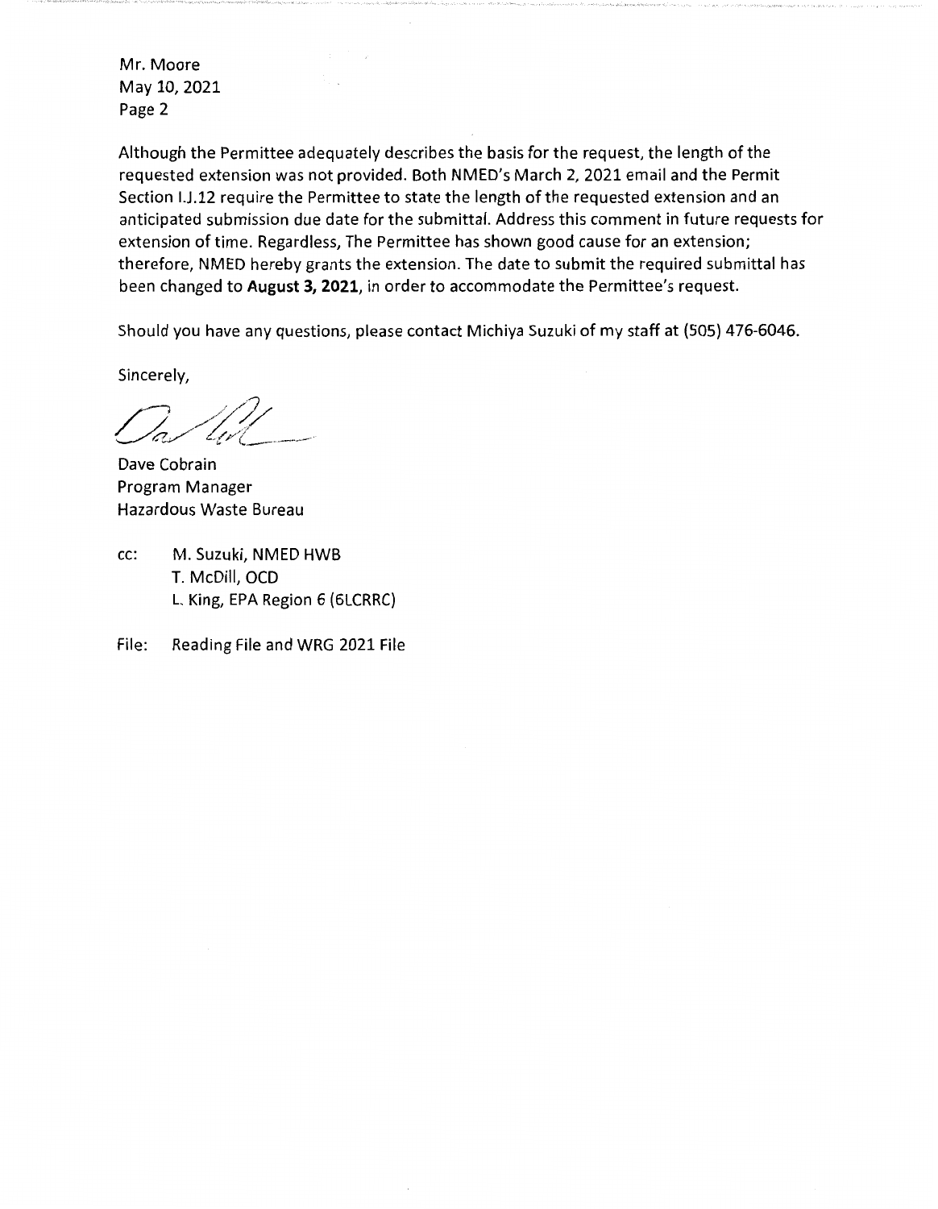Mr. Moore
May 10, 2021
Page 2

Although the Permittee adequately describes the basis for the request, the length of the requested extension was not provided. Both NMED's March 2, 2021 email and the Permit Section I.J.12 require the Permittee to state the length of the requested extension and an anticipated submission due date for the submittal. Address this comment in future requests for extension of time. Regardless, The Permittee has shown good cause for an extension; therefore, NMED hereby grants the extension. The date to submit the required submittal has been changed to **August 3, 2021**, in order to accommodate the Permittee's request.

Should you have any questions, please contact Michiya Suzuki of my staff at (505) 476-6046.

Sincerely,

Dave Cobrain
Program Manager
Hazardous Waste Bureau

cc: M. Suzuki, NMED HWB
T. McDill, OCD
L. King, EPA Region 6 (6LCRRC)

File: Reading File and WRG 2021 File